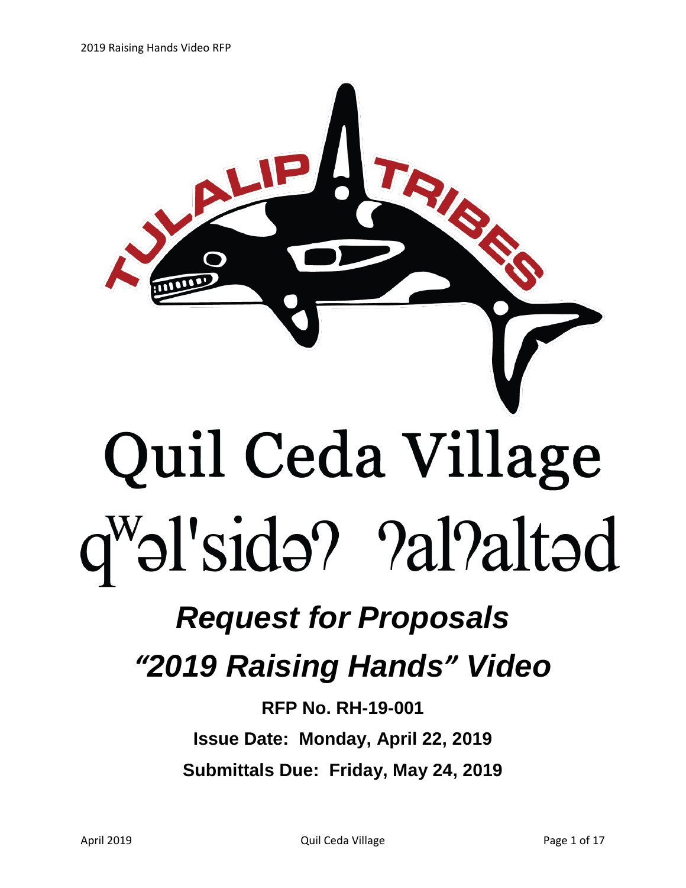TULALIP TRIBES

# Quil Ceda Village

# qʷəl'sidəʔ ʔalʔaltəd

## *Request for Proposals*

## *"2019 Raising Hands" Video*

**RFP No. RH-19-001**

**Issue Date: Monday, April 22, 2019**

**Submittals Due: Friday, May 24, 2019**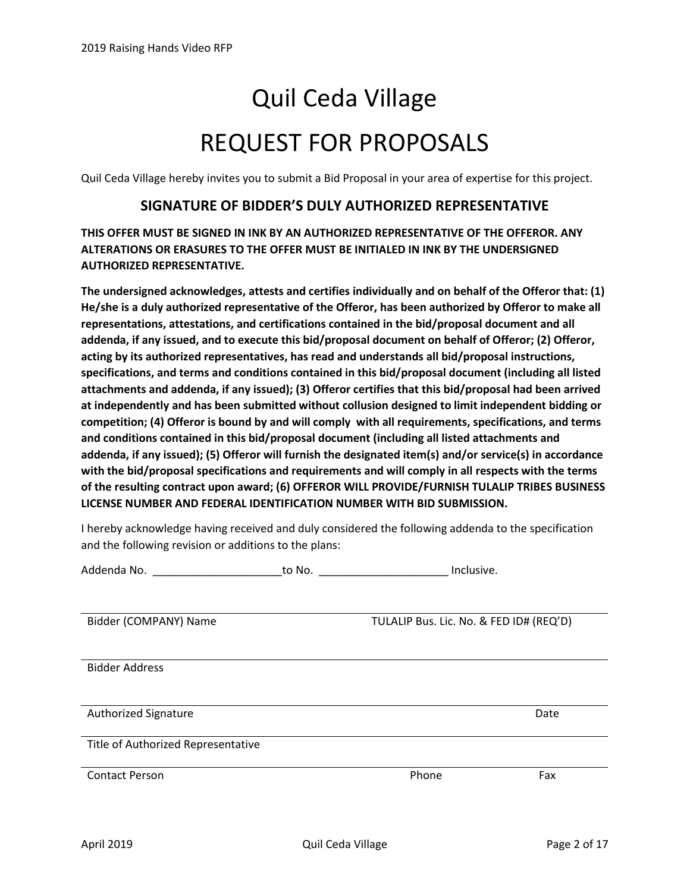# Quil Ceda Village

# REQUEST FOR PROPOSALS

Quil Ceda Village hereby invites you to submit a Bid Proposal in your area of expertise for this project.

## SIGNATURE OF BIDDER'S DULY AUTHORIZED REPRESENTATIVE

**THIS OFFER MUST BE SIGNED IN INK BY AN AUTHORIZED REPRESENTATIVE OF THE OFFEROR. ANY ALTERATIONS OR ERASURES TO THE OFFER MUST BE INITIALED IN INK BY THE UNDERSIGNED AUTHORIZED REPRESENTATIVE.**

**The undersigned acknowledges, attests and certifies individually and on behalf of the Offeror that: (1) He/she is a duly authorized representative of the Offeror, has been authorized by Offeror to make all representations, attestations, and certifications contained in the bid/proposal document and all addenda, if any issued, and to execute this bid/proposal document on behalf of Offeror; (2) Offeror, acting by its authorized representatives, has read and understands all bid/proposal instructions, specifications, and terms and conditions contained in this bid/proposal document (including all listed attachments and addenda, if any issued); (3) Offeror certifies that this bid/proposal had been arrived at independently and has been submitted without collusion designed to limit independent bidding or competition; (4) Offeror is bound by and will comply with all requirements, specifications, and terms and conditions contained in this bid/proposal document (including all listed attachments and addenda, if any issued); (5) Offeror will furnish the designated item(s) and/or service(s) in accordance with the bid/proposal specifications and requirements and will comply in all respects with the terms of the resulting contract upon award; (6) OFFEROR WILL PROVIDE/FURNISH TULALIP TRIBES BUSINESS LICENSE NUMBER AND FEDERAL IDENTIFICATION NUMBER WITH BID SUBMISSION.**

I hereby acknowledge having received and duly considered the following addenda to the specification and the following revision or additions to the plans:

Addenda No. _____________________to No. _____________________ Inclusive.

_______________________________________________________________________________

Bidder (COMPANY) Name                                        TULALIP Bus. Lic. No. & FED ID# (REQ'D)

_______________________________________________________________________________

Bidder Address

_______________________________________________________________________________

Authorized Signature                                                                                  Date

_______________________________________________________________________________

Title of Authorized Representative

_______________________________________________________________________________

Contact Person                                                                        Phone                    Fax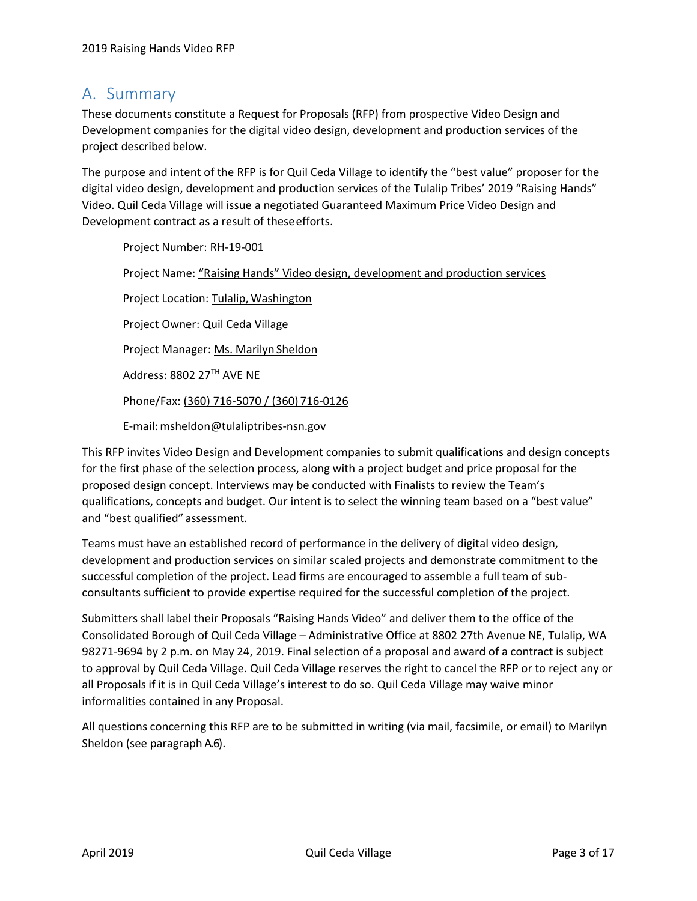## A. Summary

These documents constitute a Request for Proposals (RFP) from prospective Video Design and Development companies for the digital video design, development and production services of the project described below.

The purpose and intent of the RFP is for Quil Ceda Village to identify the "best value" proposer for the digital video design, development and production services of the Tulalip Tribes' 2019 "Raising Hands" Video. Quil Ceda Village will issue a negotiated Guaranteed Maximum Price Video Design and Development contract as a result of these efforts.

Project Number: RH-19-001

Project Name: "Raising Hands" Video design, development and production services

Project Location: Tulalip, Washington

Project Owner: Quil Ceda Village

Project Manager: Ms. Marilyn Sheldon

Address: 8802 27TH AVE NE

Phone/Fax: (360) 716-5070 / (360) 716-0126

E-mail: msheldon@tulaliptribes-nsn.gov

This RFP invites Video Design and Development companies to submit qualifications and design concepts for the first phase of the selection process, along with a project budget and price proposal for the proposed design concept. Interviews may be conducted with Finalists to review the Team's qualifications, concepts and budget. Our intent is to select the winning team based on a "best value" and "best qualified" assessment.

Teams must have an established record of performance in the delivery of digital video design, development and production services on similar scaled projects and demonstrate commitment to the successful completion of the project. Lead firms are encouraged to assemble a full team of sub-consultants sufficient to provide expertise required for the successful completion of the project.

Submitters shall label their Proposals "Raising Hands Video" and deliver them to the office of the Consolidated Borough of Quil Ceda Village – Administrative Office at 8802 27th Avenue NE, Tulalip, WA 98271-9694 by 2 p.m. on May 24, 2019. Final selection of a proposal and award of a contract is subject to approval by Quil Ceda Village. Quil Ceda Village reserves the right to cancel the RFP or to reject any or all Proposals if it is in Quil Ceda Village's interest to do so. Quil Ceda Village may waive minor informalities contained in any Proposal.

All questions concerning this RFP are to be submitted in writing (via mail, facsimile, or email) to Marilyn Sheldon (see paragraph A.6).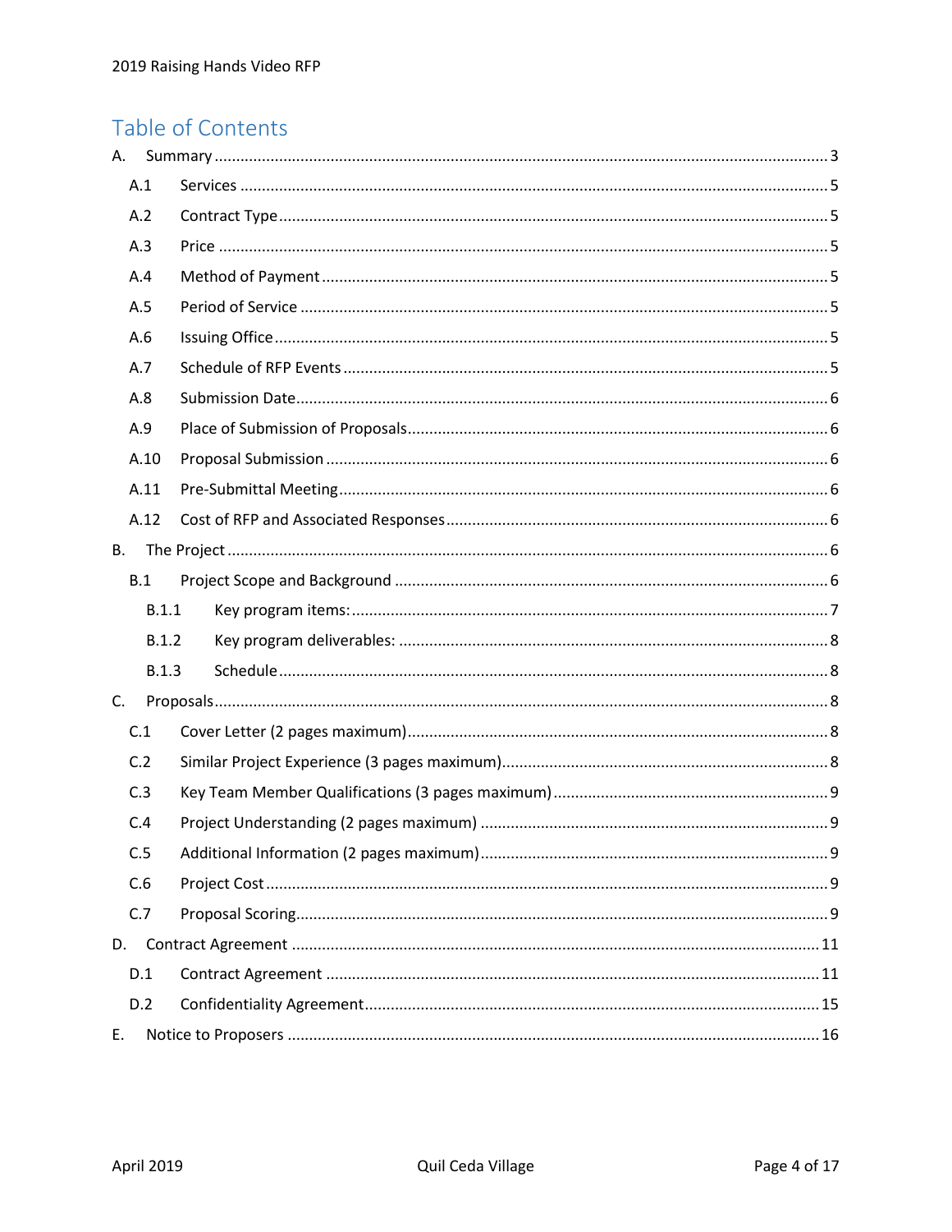# Table of Contents

- A. Summary ..... 3
  - A.1 Services ..... 5
  - A.2 Contract Type ..... 5
  - A.3 Price ..... 5
  - A.4 Method of Payment ..... 5
  - A.5 Period of Service ..... 5
  - A.6 Issuing Office ..... 5
  - A.7 Schedule of RFP Events ..... 5
  - A.8 Submission Date ..... 6
  - A.9 Place of Submission of Proposals ..... 6
  - A.10 Proposal Submission ..... 6
  - A.11 Pre-Submittal Meeting ..... 6
  - A.12 Cost of RFP and Associated Responses ..... 6
- B. The Project ..... 6
  - B.1 Project Scope and Background ..... 6
    - B.1.1 Key program items: ..... 7
    - B.1.2 Key program deliverables: ..... 8
    - B.1.3 Schedule ..... 8
- C. Proposals ..... 8
  - C.1 Cover Letter (2 pages maximum) ..... 8
  - C.2 Similar Project Experience (3 pages maximum) ..... 8
  - C.3 Key Team Member Qualifications (3 pages maximum) ..... 9
  - C.4 Project Understanding (2 pages maximum) ..... 9
  - C.5 Additional Information (2 pages maximum) ..... 9
  - C.6 Project Cost ..... 9
  - C.7 Proposal Scoring ..... 9
- D. Contract Agreement ..... 11
  - D.1 Contract Agreement ..... 11
  - D.2 Confidentiality Agreement ..... 15
- E. Notice to Proposers ..... 16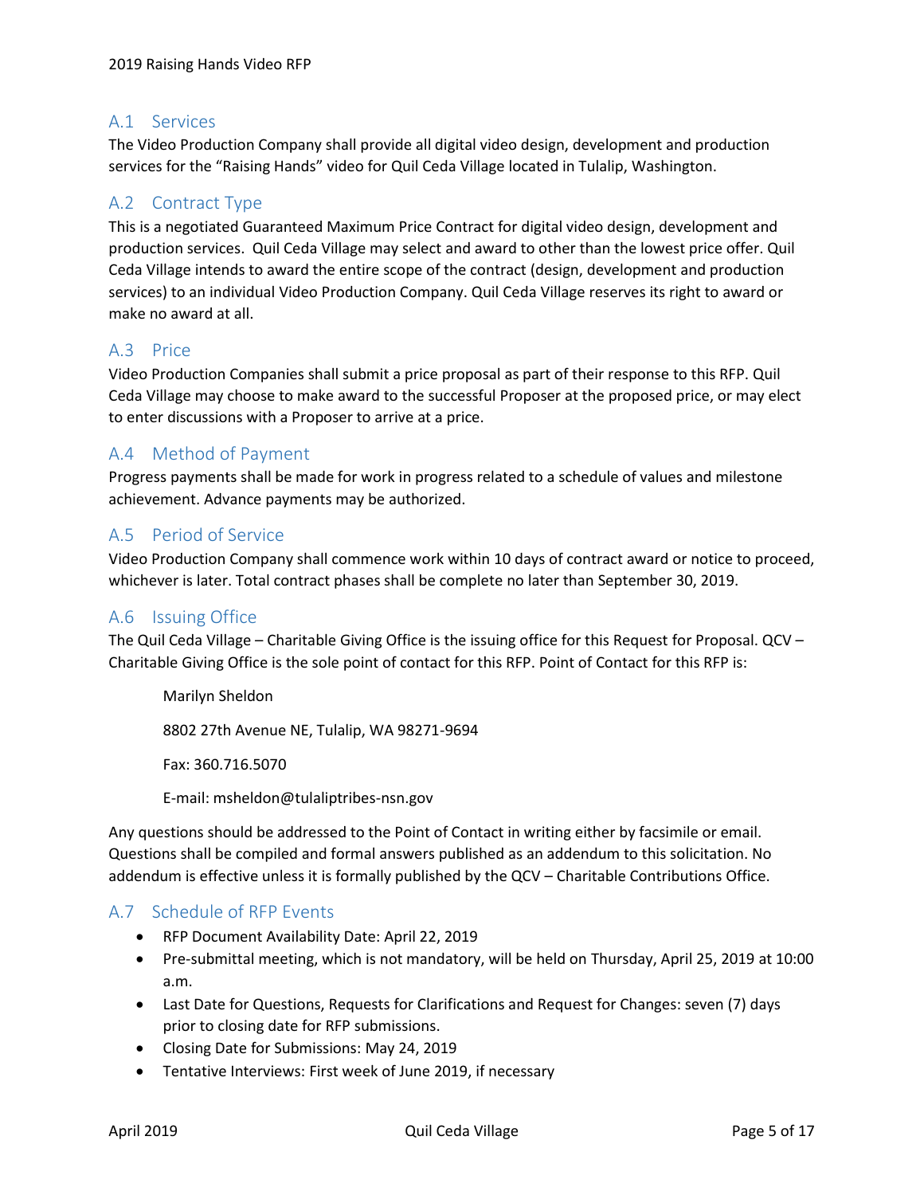## A.1 Services

The Video Production Company shall provide all digital video design, development and production services for the "Raising Hands" video for Quil Ceda Village located in Tulalip, Washington.

## A.2 Contract Type

This is a negotiated Guaranteed Maximum Price Contract for digital video design, development and production services. Quil Ceda Village may select and award to other than the lowest price offer. Quil Ceda Village intends to award the entire scope of the contract (design, development and production services) to an individual Video Production Company. Quil Ceda Village reserves its right to award or make no award at all.

## A.3 Price

Video Production Companies shall submit a price proposal as part of their response to this RFP. Quil Ceda Village may choose to make award to the successful Proposer at the proposed price, or may elect to enter discussions with a Proposer to arrive at a price.

## A.4 Method of Payment

Progress payments shall be made for work in progress related to a schedule of values and milestone achievement. Advance payments may be authorized.

## A.5 Period of Service

Video Production Company shall commence work within 10 days of contract award or notice to proceed, whichever is later. Total contract phases shall be complete no later than September 30, 2019.

## A.6 Issuing Office

The Quil Ceda Village – Charitable Giving Office is the issuing office for this Request for Proposal. QCV – Charitable Giving Office is the sole point of contact for this RFP. Point of Contact for this RFP is:

Marilyn Sheldon

8802 27th Avenue NE, Tulalip, WA 98271-9694

Fax: 360.716.5070

E-mail: msheldon@tulaliptribes-nsn.gov

Any questions should be addressed to the Point of Contact in writing either by facsimile or email. Questions shall be compiled and formal answers published as an addendum to this solicitation. No addendum is effective unless it is formally published by the QCV – Charitable Contributions Office.

## A.7 Schedule of RFP Events

- RFP Document Availability Date: April 22, 2019
- Pre-submittal meeting, which is not mandatory, will be held on Thursday, April 25, 2019 at 10:00 a.m.
- Last Date for Questions, Requests for Clarifications and Request for Changes: seven (7) days prior to closing date for RFP submissions.
- Closing Date for Submissions: May 24, 2019
- Tentative Interviews: First week of June 2019, if necessary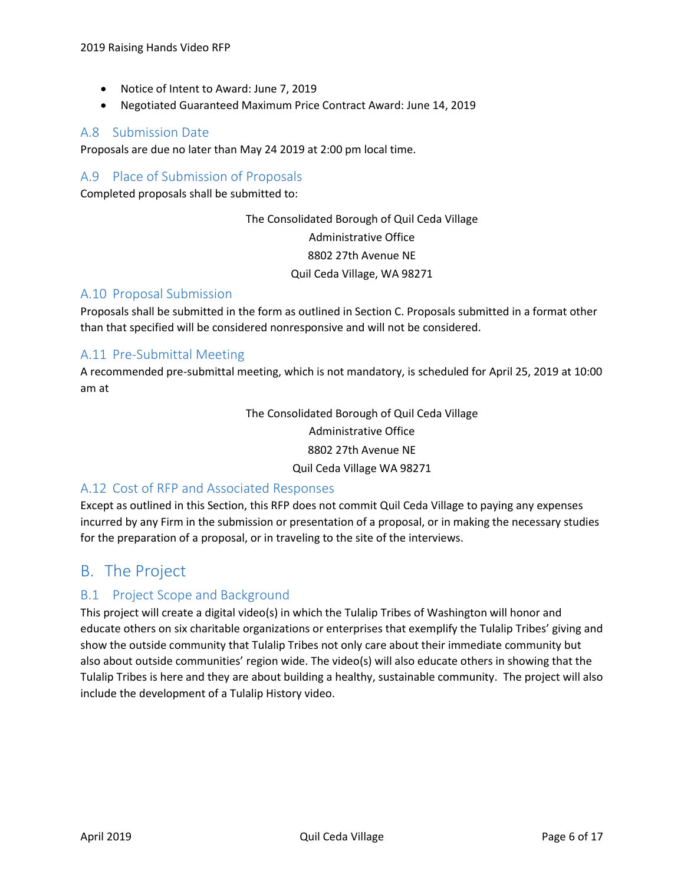- Notice of Intent to Award: June 7, 2019
- Negotiated Guaranteed Maximum Price Contract Award: June 14, 2019

### A.8 Submission Date

Proposals are due no later than May 24 2019 at 2:00 pm local time.

### A.9 Place of Submission of Proposals

Completed proposals shall be submitted to:

The Consolidated Borough of Quil Ceda Village
Administrative Office
8802 27th Avenue NE
Quil Ceda Village, WA 98271

### A.10 Proposal Submission

Proposals shall be submitted in the form as outlined in Section C. Proposals submitted in a format other than that specified will be considered nonresponsive and will not be considered.

### A.11 Pre-Submittal Meeting

A recommended pre-submittal meeting, which is not mandatory, is scheduled for April 25, 2019 at 10:00 am at

The Consolidated Borough of Quil Ceda Village
Administrative Office
8802 27th Avenue NE
Quil Ceda Village WA 98271

### A.12 Cost of RFP and Associated Responses

Except as outlined in this Section, this RFP does not commit Quil Ceda Village to paying any expenses incurred by any Firm in the submission or presentation of a proposal, or in making the necessary studies for the preparation of a proposal, or in traveling to the site of the interviews.

## B. The Project

### B.1 Project Scope and Background

This project will create a digital video(s) in which the Tulalip Tribes of Washington will honor and educate others on six charitable organizations or enterprises that exemplify the Tulalip Tribes' giving and show the outside community that Tulalip Tribes not only care about their immediate community but also about outside communities' region wide. The video(s) will also educate others in showing that the Tulalip Tribes is here and they are about building a healthy, sustainable community. The project will also include the development of a Tulalip History video.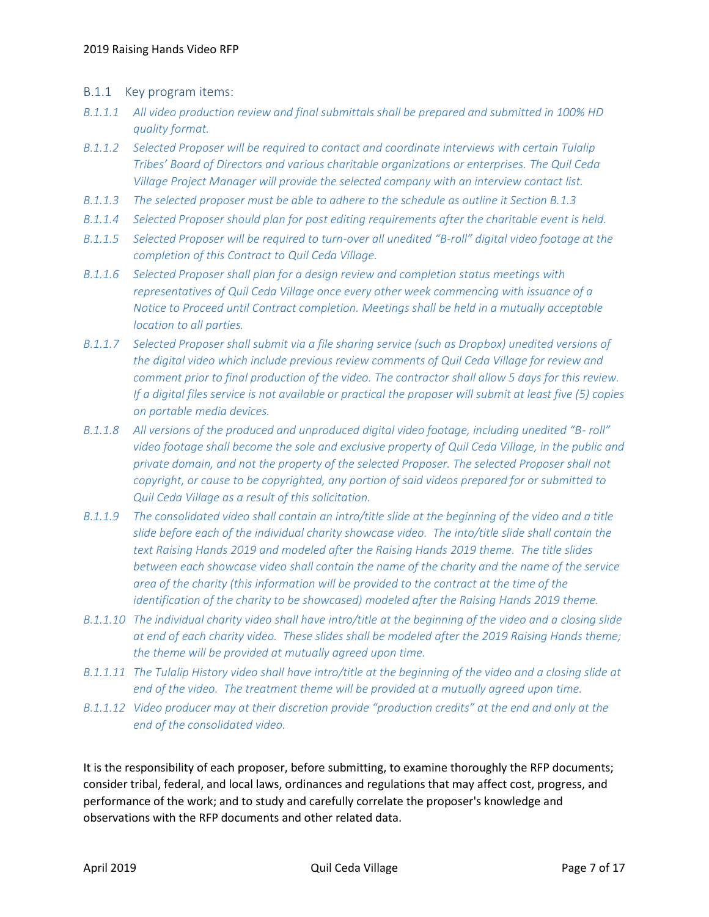### B.1.1 Key program items:

*B.1.1.1 All video production review and final submittals shall be prepared and submitted in 100% HD quality format.*

*B.1.1.2 Selected Proposer will be required to contact and coordinate interviews with certain Tulalip Tribes' Board of Directors and various charitable organizations or enterprises. The Quil Ceda Village Project Manager will provide the selected company with an interview contact list.*

*B.1.1.3 The selected proposer must be able to adhere to the schedule as outline it Section B.1.3*

*B.1.1.4 Selected Proposer should plan for post editing requirements after the charitable event is held.*

*B.1.1.5 Selected Proposer will be required to turn-over all unedited "B-roll" digital video footage at the completion of this Contract to Quil Ceda Village.*

*B.1.1.6 Selected Proposer shall plan for a design review and completion status meetings with representatives of Quil Ceda Village once every other week commencing with issuance of a Notice to Proceed until Contract completion. Meetings shall be held in a mutually acceptable location to all parties.*

*B.1.1.7 Selected Proposer shall submit via a file sharing service (such as Dropbox) unedited versions of the digital video which include previous review comments of Quil Ceda Village for review and comment prior to final production of the video. The contractor shall allow 5 days for this review. If a digital files service is not available or practical the proposer will submit at least five (5) copies on portable media devices.*

*B.1.1.8 All versions of the produced and unproduced digital video footage, including unedited "B- roll" video footage shall become the sole and exclusive property of Quil Ceda Village, in the public and private domain, and not the property of the selected Proposer. The selected Proposer shall not copyright, or cause to be copyrighted, any portion of said videos prepared for or submitted to Quil Ceda Village as a result of this solicitation.*

*B.1.1.9 The consolidated video shall contain an intro/title slide at the beginning of the video and a title slide before each of the individual charity showcase video. The into/title slide shall contain the text Raising Hands 2019 and modeled after the Raising Hands 2019 theme. The title slides between each showcase video shall contain the name of the charity and the name of the service area of the charity (this information will be provided to the contract at the time of the identification of the charity to be showcased) modeled after the Raising Hands 2019 theme.*

*B.1.1.10 The individual charity video shall have intro/title at the beginning of the video and a closing slide at end of each charity video. These slides shall be modeled after the 2019 Raising Hands theme; the theme will be provided at mutually agreed upon time.*

*B.1.1.11 The Tulalip History video shall have intro/title at the beginning of the video and a closing slide at end of the video. The treatment theme will be provided at a mutually agreed upon time.*

*B.1.1.12 Video producer may at their discretion provide "production credits" at the end and only at the end of the consolidated video.*

It is the responsibility of each proposer, before submitting, to examine thoroughly the RFP documents; consider tribal, federal, and local laws, ordinances and regulations that may affect cost, progress, and performance of the work; and to study and carefully correlate the proposer's knowledge and observations with the RFP documents and other related data.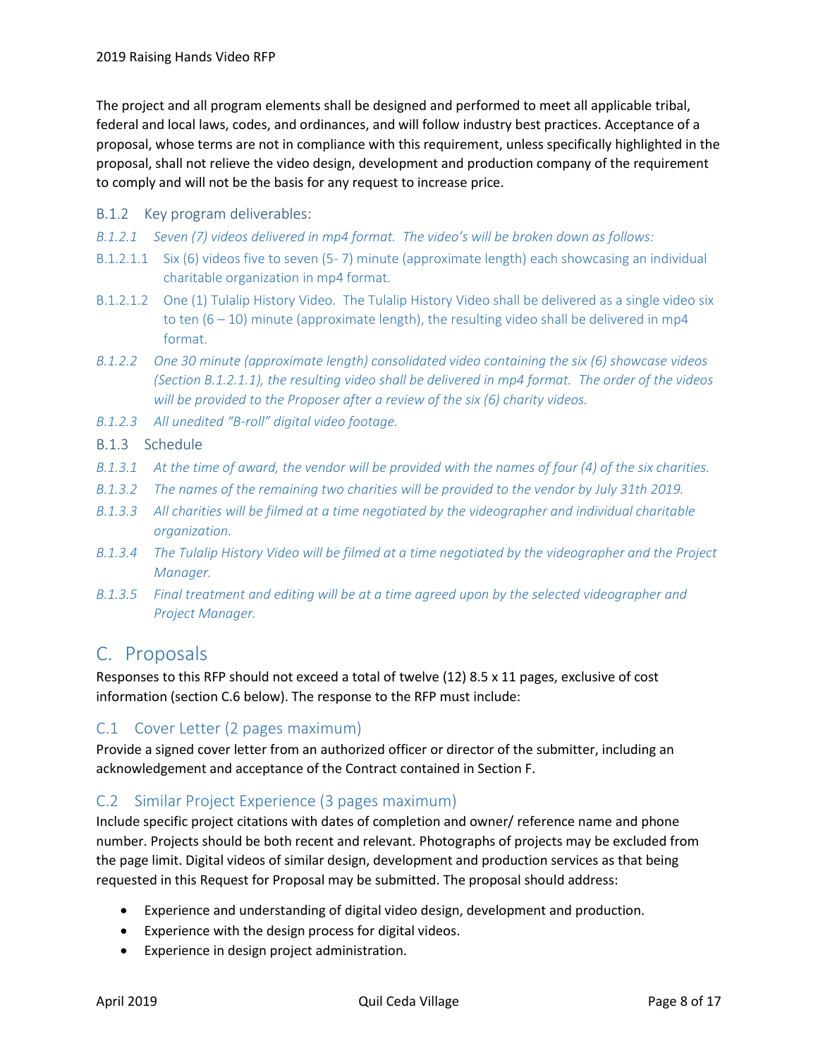The project and all program elements shall be designed and performed to meet all applicable tribal, federal and local laws, codes, and ordinances, and will follow industry best practices. Acceptance of a proposal, whose terms are not in compliance with this requirement, unless specifically highlighted in the proposal, shall not relieve the video design, development and production company of the requirement to comply and will not be the basis for any request to increase price.

### B.1.2 Key program deliverables:

*B.1.2.1 Seven (7) videos delivered in mp4 format. The video's will be broken down as follows:*

B.1.2.1.1 Six (6) videos five to seven (5- 7) minute (approximate length) each showcasing an individual charitable organization in mp4 format.

B.1.2.1.2 One (1) Tulalip History Video. The Tulalip History Video shall be delivered as a single video six to ten (6 – 10) minute (approximate length), the resulting video shall be delivered in mp4 format.

*B.1.2.2 One 30 minute (approximate length) consolidated video containing the six (6) showcase videos (Section B.1.2.1.1), the resulting video shall be delivered in mp4 format. The order of the videos will be provided to the Proposer after a review of the six (6) charity videos.*

*B.1.2.3 All unedited "B-roll" digital video footage.*

### B.1.3 Schedule

*B.1.3.1 At the time of award, the vendor will be provided with the names of four (4) of the six charities.*

*B.1.3.2 The names of the remaining two charities will be provided to the vendor by July 31th 2019.*

*B.1.3.3 All charities will be filmed at a time negotiated by the videographer and individual charitable organization.*

*B.1.3.4 The Tulalip History Video will be filmed at a time negotiated by the videographer and the Project Manager.*

*B.1.3.5 Final treatment and editing will be at a time agreed upon by the selected videographer and Project Manager.*

# C. Proposals

Responses to this RFP should not exceed a total of twelve (12) 8.5 x 11 pages, exclusive of cost information (section C.6 below). The response to the RFP must include:

## C.1 Cover Letter (2 pages maximum)

Provide a signed cover letter from an authorized officer or director of the submitter, including an acknowledgement and acceptance of the Contract contained in Section F.

## C.2 Similar Project Experience (3 pages maximum)

Include specific project citations with dates of completion and owner/ reference name and phone number. Projects should be both recent and relevant. Photographs of projects may be excluded from the page limit. Digital videos of similar design, development and production services as that being requested in this Request for Proposal may be submitted. The proposal should address:

- Experience and understanding of digital video design, development and production.
- Experience with the design process for digital videos.
- Experience in design project administration.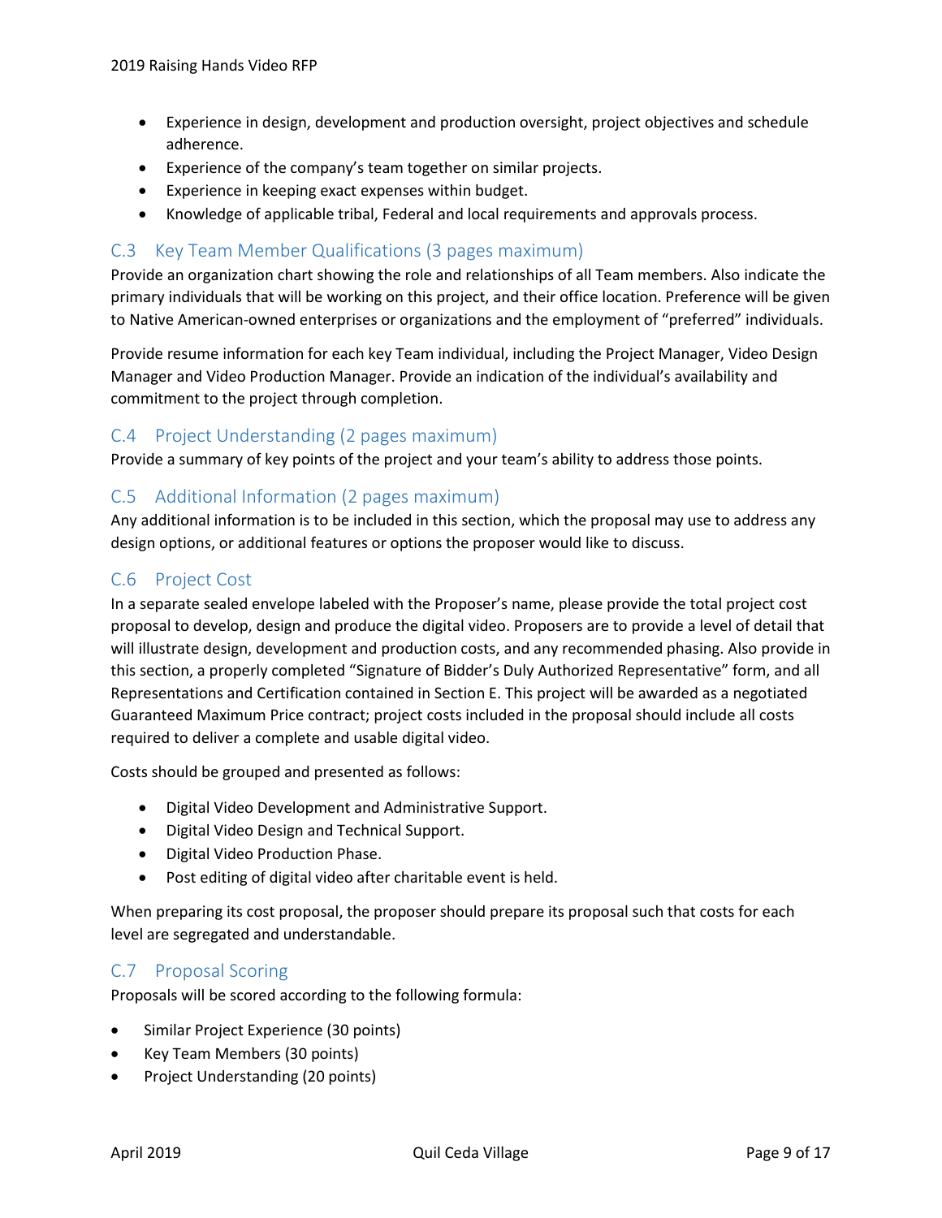- Experience in design, development and production oversight, project objectives and schedule adherence.
- Experience of the company's team together on similar projects.
- Experience in keeping exact expenses within budget.
- Knowledge of applicable tribal, Federal and local requirements and approvals process.

## C.3 Key Team Member Qualifications (3 pages maximum)

Provide an organization chart showing the role and relationships of all Team members. Also indicate the primary individuals that will be working on this project, and their office location. Preference will be given to Native American-owned enterprises or organizations and the employment of "preferred" individuals.

Provide resume information for each key Team individual, including the Project Manager, Video Design Manager and Video Production Manager. Provide an indication of the individual's availability and commitment to the project through completion.

## C.4 Project Understanding (2 pages maximum)

Provide a summary of key points of the project and your team's ability to address those points.

## C.5 Additional Information (2 pages maximum)

Any additional information is to be included in this section, which the proposal may use to address any design options, or additional features or options the proposer would like to discuss.

## C.6 Project Cost

In a separate sealed envelope labeled with the Proposer's name, please provide the total project cost proposal to develop, design and produce the digital video. Proposers are to provide a level of detail that will illustrate design, development and production costs, and any recommended phasing. Also provide in this section, a properly completed "Signature of Bidder's Duly Authorized Representative" form, and all Representations and Certification contained in Section E. This project will be awarded as a negotiated Guaranteed Maximum Price contract; project costs included in the proposal should include all costs required to deliver a complete and usable digital video.

Costs should be grouped and presented as follows:

- Digital Video Development and Administrative Support.
- Digital Video Design and Technical Support.
- Digital Video Production Phase.
- Post editing of digital video after charitable event is held.

When preparing its cost proposal, the proposer should prepare its proposal such that costs for each level are segregated and understandable.

## C.7 Proposal Scoring

Proposals will be scored according to the following formula:

- Similar Project Experience (30 points)
- Key Team Members (30 points)
- Project Understanding (20 points)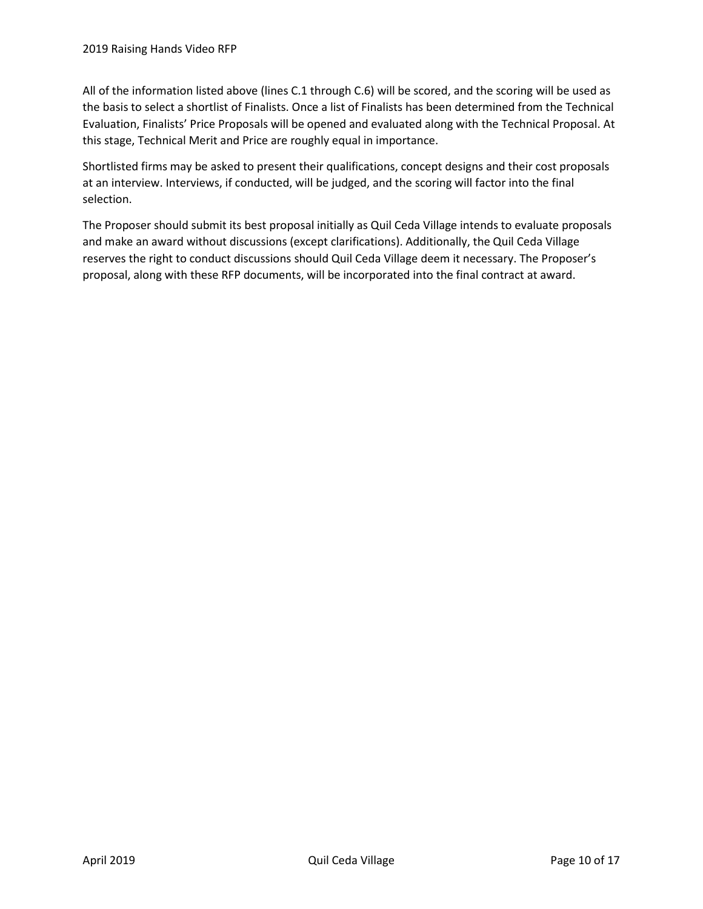All of the information listed above (lines C.1 through C.6) will be scored, and the scoring will be used as the basis to select a shortlist of Finalists. Once a list of Finalists has been determined from the Technical Evaluation, Finalists' Price Proposals will be opened and evaluated along with the Technical Proposal. At this stage, Technical Merit and Price are roughly equal in importance.

Shortlisted firms may be asked to present their qualifications, concept designs and their cost proposals at an interview. Interviews, if conducted, will be judged, and the scoring will factor into the final selection.

The Proposer should submit its best proposal initially as Quil Ceda Village intends to evaluate proposals and make an award without discussions (except clarifications). Additionally, the Quil Ceda Village reserves the right to conduct discussions should Quil Ceda Village deem it necessary. The Proposer's proposal, along with these RFP documents, will be incorporated into the final contract at award.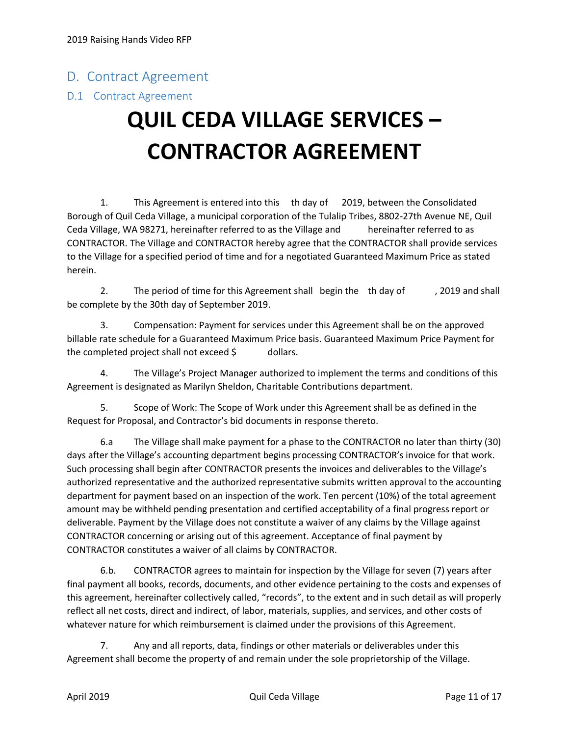# D. Contract Agreement

## D.1 Contract Agreement

# QUIL CEDA VILLAGE SERVICES – CONTRACTOR AGREEMENT

1. This Agreement is entered into this th day of 2019, between the Consolidated Borough of Quil Ceda Village, a municipal corporation of the Tulalip Tribes, 8802-27th Avenue NE, Quil Ceda Village, WA 98271, hereinafter referred to as the Village and hereinafter referred to as CONTRACTOR. The Village and CONTRACTOR hereby agree that the CONTRACTOR shall provide services to the Village for a specified period of time and for a negotiated Guaranteed Maximum Price as stated herein.

2. The period of time for this Agreement shall begin the th day of , 2019 and shall be complete by the 30th day of September 2019.

3. Compensation: Payment for services under this Agreement shall be on the approved billable rate schedule for a Guaranteed Maximum Price basis. Guaranteed Maximum Price Payment for the completed project shall not exceed $ dollars.

4. The Village's Project Manager authorized to implement the terms and conditions of this Agreement is designated as Marilyn Sheldon, Charitable Contributions department.

5. Scope of Work: The Scope of Work under this Agreement shall be as defined in the Request for Proposal, and Contractor's bid documents in response thereto.

6.a The Village shall make payment for a phase to the CONTRACTOR no later than thirty (30) days after the Village's accounting department begins processing CONTRACTOR's invoice for that work. Such processing shall begin after CONTRACTOR presents the invoices and deliverables to the Village's authorized representative and the authorized representative submits written approval to the accounting department for payment based on an inspection of the work. Ten percent (10%) of the total agreement amount may be withheld pending presentation and certified acceptability of a final progress report or deliverable. Payment by the Village does not constitute a waiver of any claims by the Village against CONTRACTOR concerning or arising out of this agreement. Acceptance of final payment by CONTRACTOR constitutes a waiver of all claims by CONTRACTOR.

6.b. CONTRACTOR agrees to maintain for inspection by the Village for seven (7) years after final payment all books, records, documents, and other evidence pertaining to the costs and expenses of this agreement, hereinafter collectively called, "records", to the extent and in such detail as will properly reflect all net costs, direct and indirect, of labor, materials, supplies, and services, and other costs of whatever nature for which reimbursement is claimed under the provisions of this Agreement.

7. Any and all reports, data, findings or other materials or deliverables under this Agreement shall become the property of and remain under the sole proprietorship of the Village.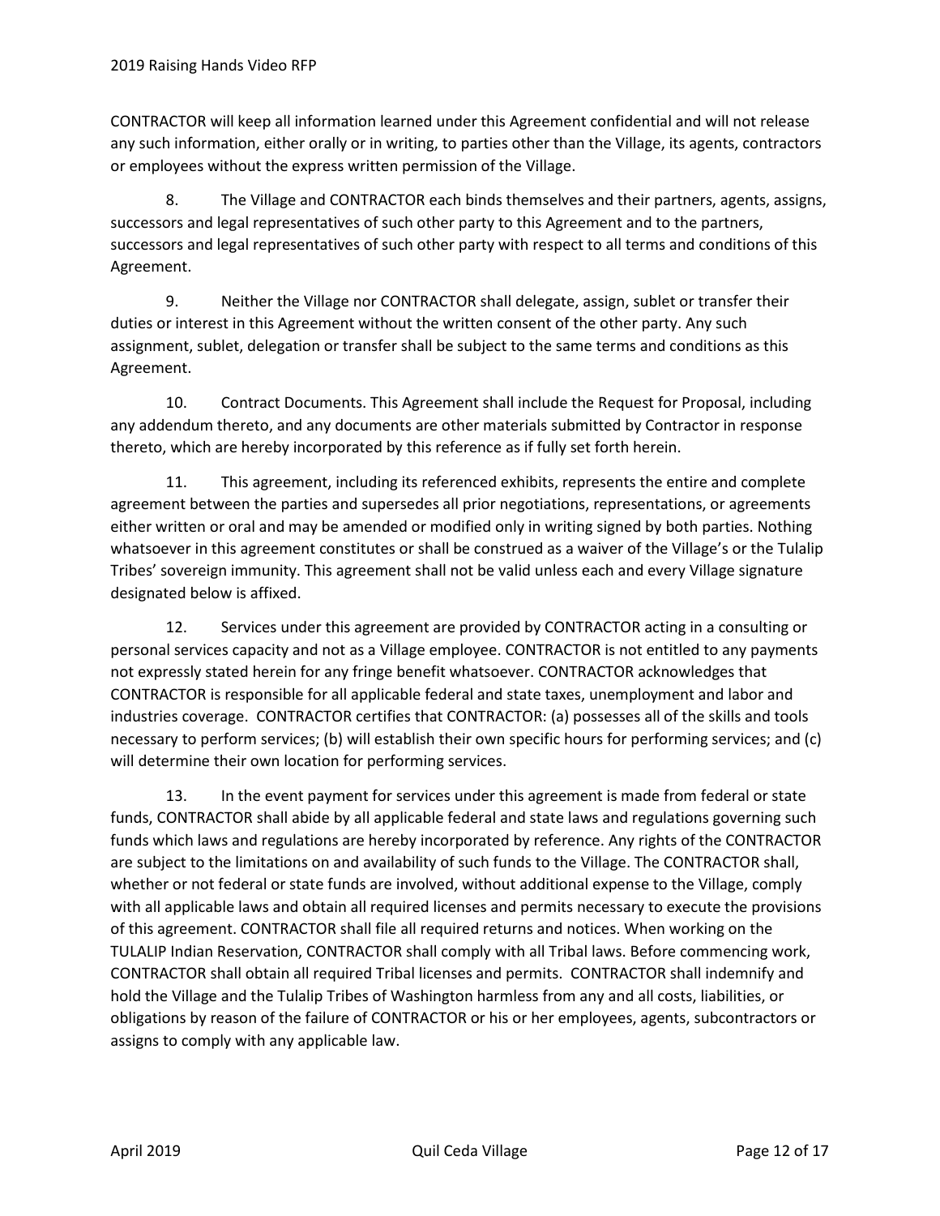CONTRACTOR will keep all information learned under this Agreement confidential and will not release any such information, either orally or in writing, to parties other than the Village, its agents, contractors or employees without the express written permission of the Village.

8. The Village and CONTRACTOR each binds themselves and their partners, agents, assigns, successors and legal representatives of such other party to this Agreement and to the partners, successors and legal representatives of such other party with respect to all terms and conditions of this Agreement.

9. Neither the Village nor CONTRACTOR shall delegate, assign, sublet or transfer their duties or interest in this Agreement without the written consent of the other party. Any such assignment, sublet, delegation or transfer shall be subject to the same terms and conditions as this Agreement.

10. Contract Documents. This Agreement shall include the Request for Proposal, including any addendum thereto, and any documents are other materials submitted by Contractor in response thereto, which are hereby incorporated by this reference as if fully set forth herein.

11. This agreement, including its referenced exhibits, represents the entire and complete agreement between the parties and supersedes all prior negotiations, representations, or agreements either written or oral and may be amended or modified only in writing signed by both parties. Nothing whatsoever in this agreement constitutes or shall be construed as a waiver of the Village's or the Tulalip Tribes' sovereign immunity. This agreement shall not be valid unless each and every Village signature designated below is affixed.

12. Services under this agreement are provided by CONTRACTOR acting in a consulting or personal services capacity and not as a Village employee. CONTRACTOR is not entitled to any payments not expressly stated herein for any fringe benefit whatsoever. CONTRACTOR acknowledges that CONTRACTOR is responsible for all applicable federal and state taxes, unemployment and labor and industries coverage. CONTRACTOR certifies that CONTRACTOR: (a) possesses all of the skills and tools necessary to perform services; (b) will establish their own specific hours for performing services; and (c) will determine their own location for performing services.

13. In the event payment for services under this agreement is made from federal or state funds, CONTRACTOR shall abide by all applicable federal and state laws and regulations governing such funds which laws and regulations are hereby incorporated by reference. Any rights of the CONTRACTOR are subject to the limitations on and availability of such funds to the Village. The CONTRACTOR shall, whether or not federal or state funds are involved, without additional expense to the Village, comply with all applicable laws and obtain all required licenses and permits necessary to execute the provisions of this agreement. CONTRACTOR shall file all required returns and notices. When working on the TULALIP Indian Reservation, CONTRACTOR shall comply with all Tribal laws. Before commencing work, CONTRACTOR shall obtain all required Tribal licenses and permits. CONTRACTOR shall indemnify and hold the Village and the Tulalip Tribes of Washington harmless from any and all costs, liabilities, or obligations by reason of the failure of CONTRACTOR or his or her employees, agents, subcontractors or assigns to comply with any applicable law.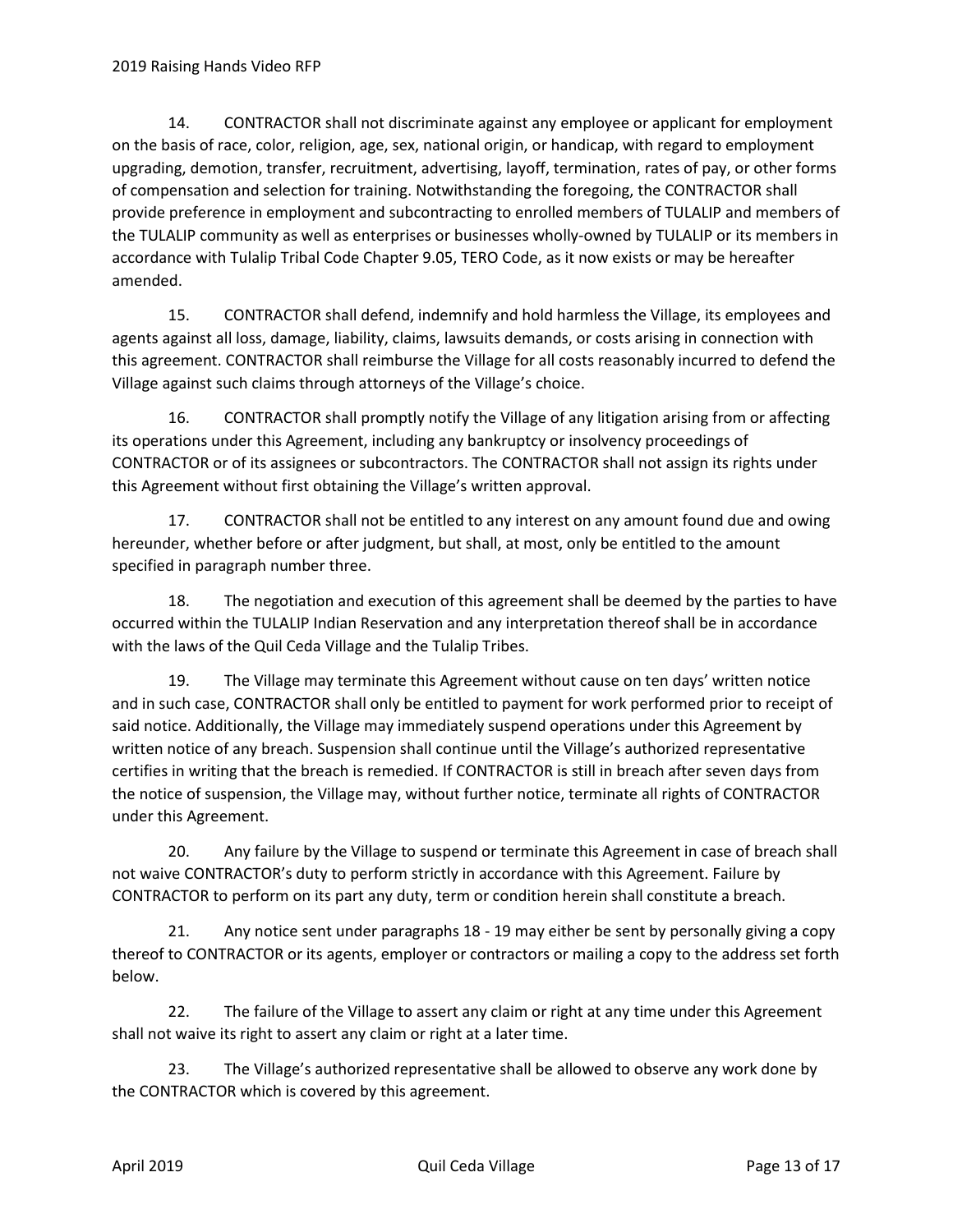14. CONTRACTOR shall not discriminate against any employee or applicant for employment on the basis of race, color, religion, age, sex, national origin, or handicap, with regard to employment upgrading, demotion, transfer, recruitment, advertising, layoff, termination, rates of pay, or other forms of compensation and selection for training. Notwithstanding the foregoing, the CONTRACTOR shall provide preference in employment and subcontracting to enrolled members of TULALIP and members of the TULALIP community as well as enterprises or businesses wholly-owned by TULALIP or its members in accordance with Tulalip Tribal Code Chapter 9.05, TERO Code, as it now exists or may be hereafter amended.

15. CONTRACTOR shall defend, indemnify and hold harmless the Village, its employees and agents against all loss, damage, liability, claims, lawsuits demands, or costs arising in connection with this agreement. CONTRACTOR shall reimburse the Village for all costs reasonably incurred to defend the Village against such claims through attorneys of the Village's choice.

16. CONTRACTOR shall promptly notify the Village of any litigation arising from or affecting its operations under this Agreement, including any bankruptcy or insolvency proceedings of CONTRACTOR or of its assignees or subcontractors. The CONTRACTOR shall not assign its rights under this Agreement without first obtaining the Village's written approval.

17. CONTRACTOR shall not be entitled to any interest on any amount found due and owing hereunder, whether before or after judgment, but shall, at most, only be entitled to the amount specified in paragraph number three.

18. The negotiation and execution of this agreement shall be deemed by the parties to have occurred within the TULALIP Indian Reservation and any interpretation thereof shall be in accordance with the laws of the Quil Ceda Village and the Tulalip Tribes.

19. The Village may terminate this Agreement without cause on ten days' written notice and in such case, CONTRACTOR shall only be entitled to payment for work performed prior to receipt of said notice. Additionally, the Village may immediately suspend operations under this Agreement by written notice of any breach. Suspension shall continue until the Village's authorized representative certifies in writing that the breach is remedied. If CONTRACTOR is still in breach after seven days from the notice of suspension, the Village may, without further notice, terminate all rights of CONTRACTOR under this Agreement.

20. Any failure by the Village to suspend or terminate this Agreement in case of breach shall not waive CONTRACTOR's duty to perform strictly in accordance with this Agreement. Failure by CONTRACTOR to perform on its part any duty, term or condition herein shall constitute a breach.

21. Any notice sent under paragraphs 18 - 19 may either be sent by personally giving a copy thereof to CONTRACTOR or its agents, employer or contractors or mailing a copy to the address set forth below.

22. The failure of the Village to assert any claim or right at any time under this Agreement shall not waive its right to assert any claim or right at a later time.

23. The Village's authorized representative shall be allowed to observe any work done by the CONTRACTOR which is covered by this agreement.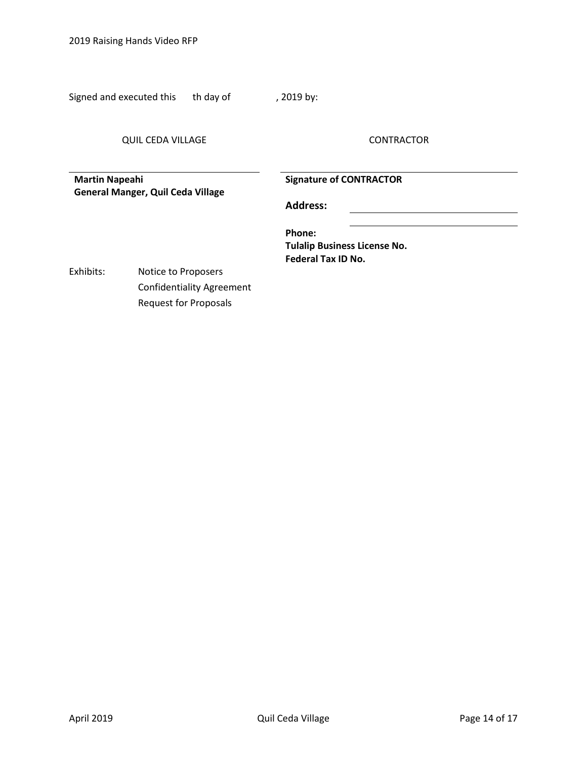Signed and executed this th day of , 2019 by:

| QUIL CEDA VILLAGE | CONTRACTOR |
| --- | --- |
| **Martin Napeahi**<br>**General Manger, Quil Ceda Village** | **Signature of CONTRACTOR**<br><br>**Address:**<br><br>**Phone:**<br>**Tulalip Business License No.**<br>**Federal Tax ID No.** |

Exhibits:
- Notice to Proposers
- Confidentiality Agreement
- Request for Proposals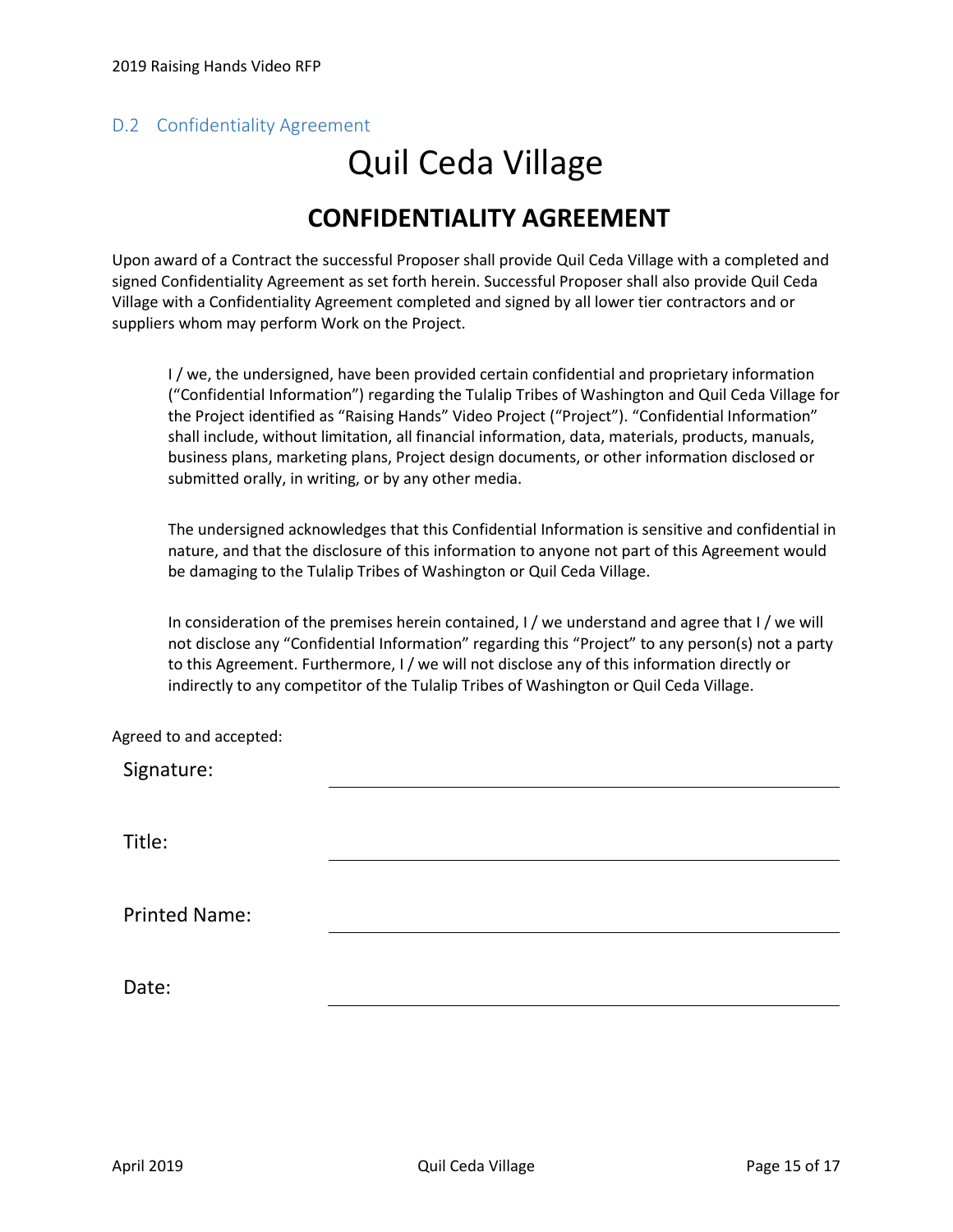## D.2 Confidentiality Agreement

# Quil Ceda Village

## CONFIDENTIALITY AGREEMENT

Upon award of a Contract the successful Proposer shall provide Quil Ceda Village with a completed and signed Confidentiality Agreement as set forth herein. Successful Proposer shall also provide Quil Ceda Village with a Confidentiality Agreement completed and signed by all lower tier contractors and or suppliers whom may perform Work on the Project.

> I / we, the undersigned, have been provided certain confidential and proprietary information ("Confidential Information") regarding the Tulalip Tribes of Washington and Quil Ceda Village for the Project identified as "Raising Hands" Video Project ("Project"). "Confidential Information" shall include, without limitation, all financial information, data, materials, products, manuals, business plans, marketing plans, Project design documents, or other information disclosed or submitted orally, in writing, or by any other media.
>
> The undersigned acknowledges that this Confidential Information is sensitive and confidential in nature, and that the disclosure of this information to anyone not part of this Agreement would be damaging to the Tulalip Tribes of Washington or Quil Ceda Village.
>
> In consideration of the premises herein contained, I / we understand and agree that I / we will not disclose any "Confidential Information" regarding this "Project" to any person(s) not a party to this Agreement. Furthermore, I / we will not disclose any of this information directly or indirectly to any competitor of the Tulalip Tribes of Washington or Quil Ceda Village.

Agreed to and accepted:

Signature: ______________________________

Title: ______________________________

Printed Name: ______________________________

Date: ______________________________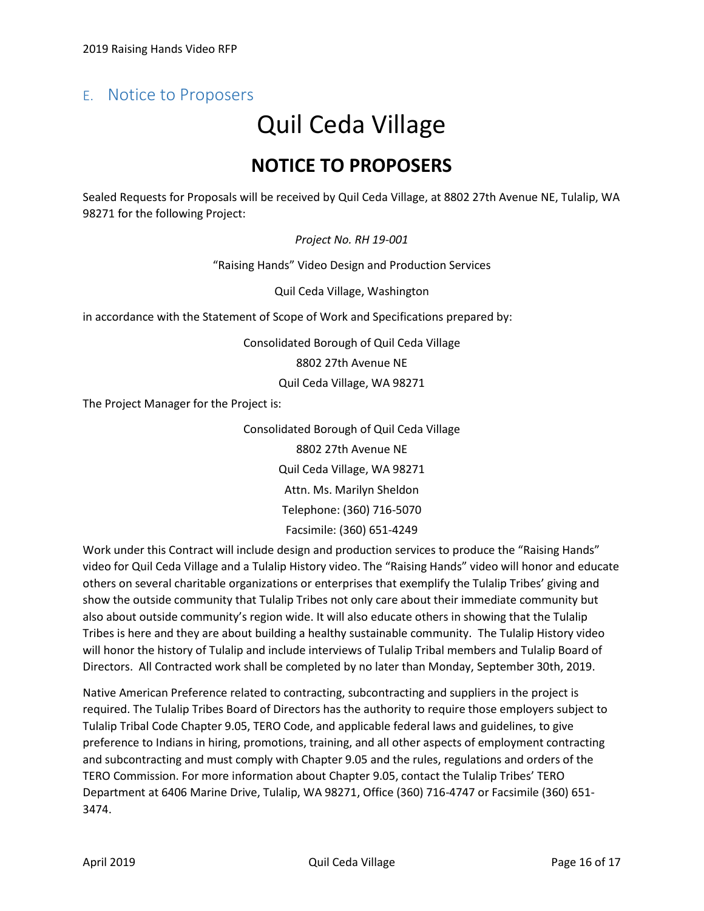## E. Notice to Proposers

# Quil Ceda Village

## NOTICE TO PROPOSERS

Sealed Requests for Proposals will be received by Quil Ceda Village, at 8802 27th Avenue NE, Tulalip, WA 98271 for the following Project:

*Project No. RH 19-001*

"Raising Hands" Video Design and Production Services

Quil Ceda Village, Washington

in accordance with the Statement of Scope of Work and Specifications prepared by:

Consolidated Borough of Quil Ceda Village  
8802 27th Avenue NE  
Quil Ceda Village, WA 98271

The Project Manager for the Project is:

Consolidated Borough of Quil Ceda Village  
8802 27th Avenue NE  
Quil Ceda Village, WA 98271  
Attn. Ms. Marilyn Sheldon  
Telephone: (360) 716-5070  
Facsimile: (360) 651-4249

Work under this Contract will include design and production services to produce the "Raising Hands" video for Quil Ceda Village and a Tulalip History video. The "Raising Hands" video will honor and educate others on several charitable organizations or enterprises that exemplify the Tulalip Tribes' giving and show the outside community that Tulalip Tribes not only care about their immediate community but also about outside community's region wide. It will also educate others in showing that the Tulalip Tribes is here and they are about building a healthy sustainable community. The Tulalip History video will honor the history of Tulalip and include interviews of Tulalip Tribal members and Tulalip Board of Directors. All Contracted work shall be completed by no later than Monday, September 30th, 2019.

Native American Preference related to contracting, subcontracting and suppliers in the project is required. The Tulalip Tribes Board of Directors has the authority to require those employers subject to Tulalip Tribal Code Chapter 9.05, TERO Code, and applicable federal laws and guidelines, to give preference to Indians in hiring, promotions, training, and all other aspects of employment contracting and subcontracting and must comply with Chapter 9.05 and the rules, regulations and orders of the TERO Commission. For more information about Chapter 9.05, contact the Tulalip Tribes' TERO Department at 6406 Marine Drive, Tulalip, WA 98271, Office (360) 716-4747 or Facsimile (360) 651-3474.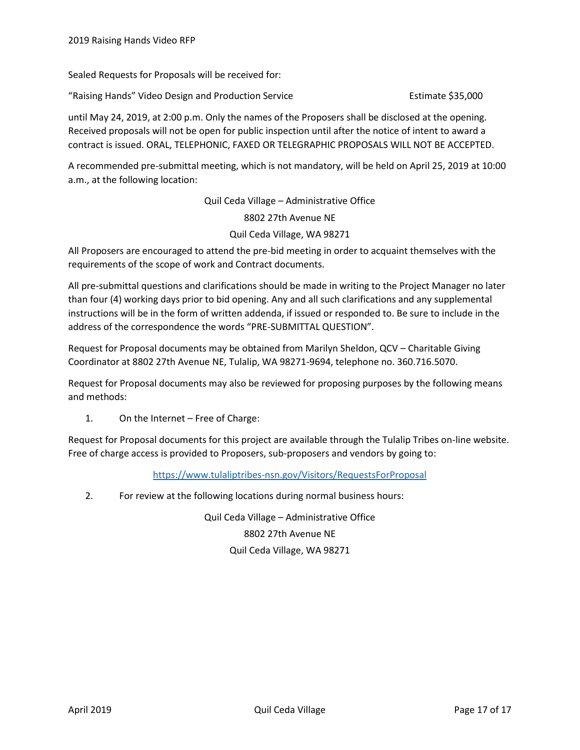Sealed Requests for Proposals will be received for:

"Raising Hands" Video Design and Production Service Estimate $35,000

until May 24, 2019, at 2:00 p.m. Only the names of the Proposers shall be disclosed at the opening. Received proposals will not be open for public inspection until after the notice of intent to award a contract is issued. ORAL, TELEPHONIC, FAXED OR TELEGRAPHIC PROPOSALS WILL NOT BE ACCEPTED.

A recommended pre-submittal meeting, which is not mandatory, will be held on April 25, 2019 at 10:00 a.m., at the following location:

Quil Ceda Village – Administrative Office
8802 27th Avenue NE
Quil Ceda Village, WA 98271

All Proposers are encouraged to attend the pre-bid meeting in order to acquaint themselves with the requirements of the scope of work and Contract documents.

All pre-submittal questions and clarifications should be made in writing to the Project Manager no later than four (4) working days prior to bid opening. Any and all such clarifications and any supplemental instructions will be in the form of written addenda, if issued or responded to. Be sure to include in the address of the correspondence the words "PRE-SUBMITTAL QUESTION".

Request for Proposal documents may be obtained from Marilyn Sheldon, QCV – Charitable Giving Coordinator at 8802 27th Avenue NE, Tulalip, WA 98271-9694, telephone no. 360.716.5070.

Request for Proposal documents may also be reviewed for proposing purposes by the following means and methods:

1. On the Internet – Free of Charge:

Request for Proposal documents for this project are available through the Tulalip Tribes on-line website. Free of charge access is provided to Proposers, sub-proposers and vendors by going to:

https://www.tulaliptribes-nsn.gov/Visitors/RequestsForProposal

2. For review at the following locations during normal business hours:

Quil Ceda Village – Administrative Office
8802 27th Avenue NE
Quil Ceda Village, WA 98271